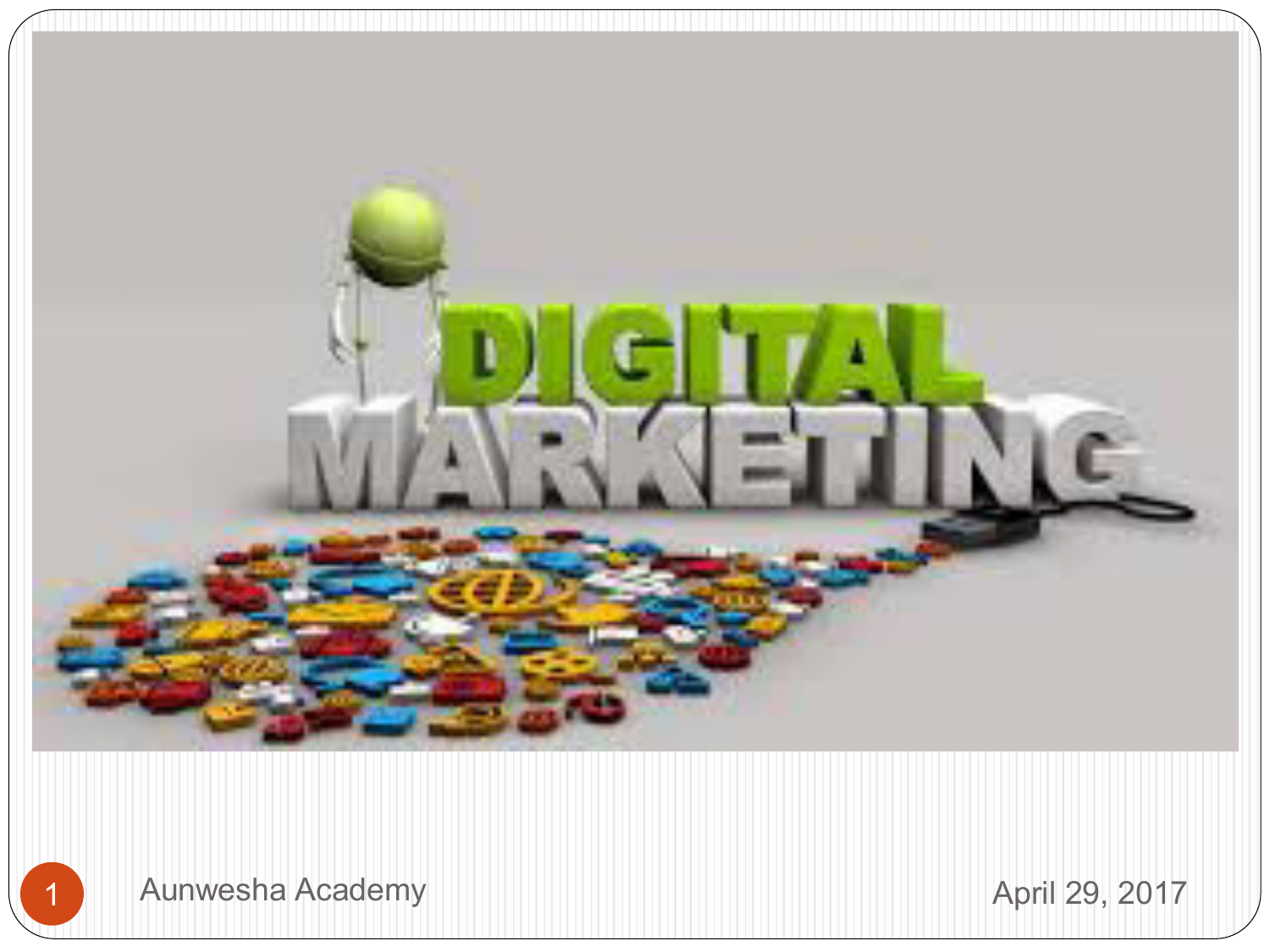# DIGITAL MARKETING

Aunwesha Academy

April 29, 2017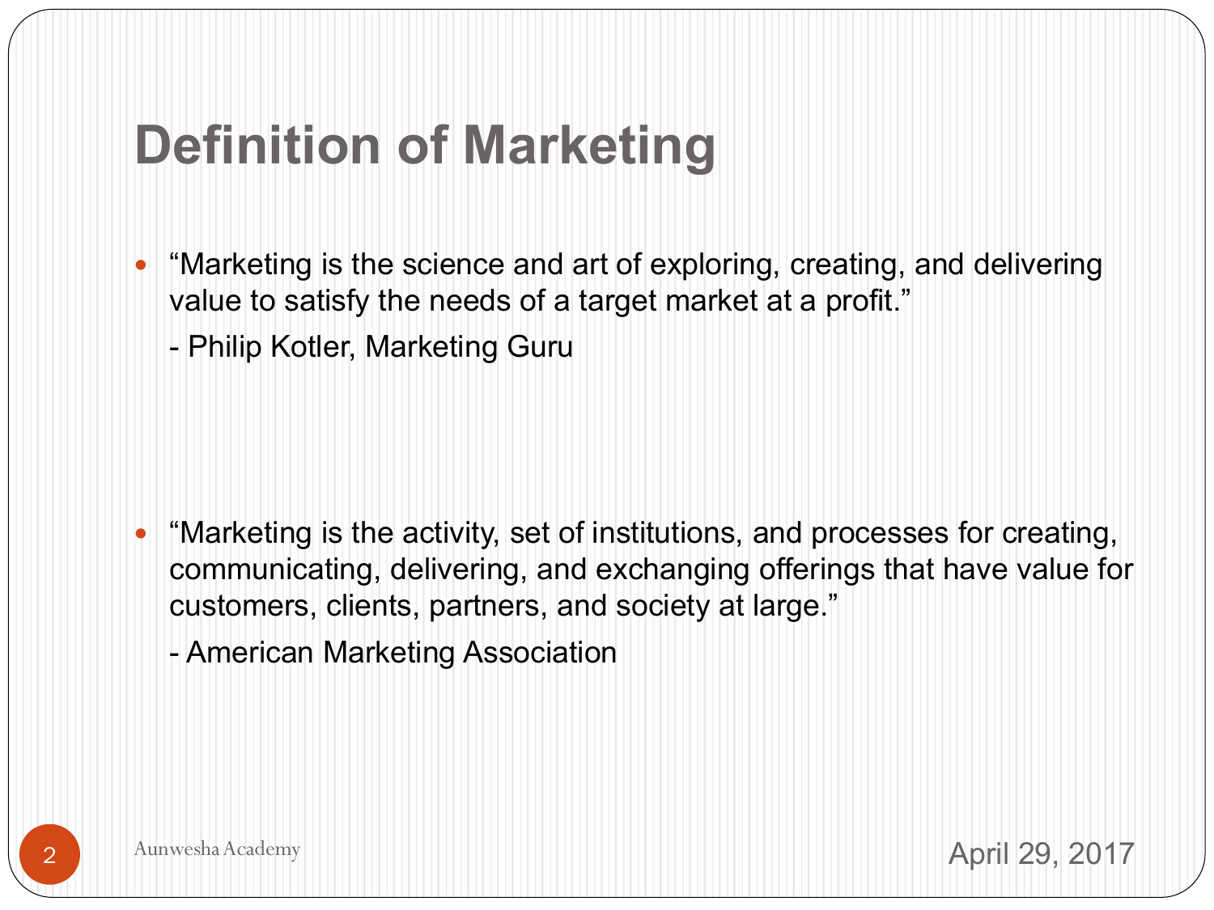# Definition of Marketing

- "Marketing is the science and art of exploring, creating, and delivering value to satisfy the needs of a target market at a profit."

  - Philip Kotler, Marketing Guru

- "Marketing is the activity, set of institutions, and processes for creating, communicating, delivering, and exchanging offerings that have value for customers, clients, partners, and society at large."

  - American Marketing Association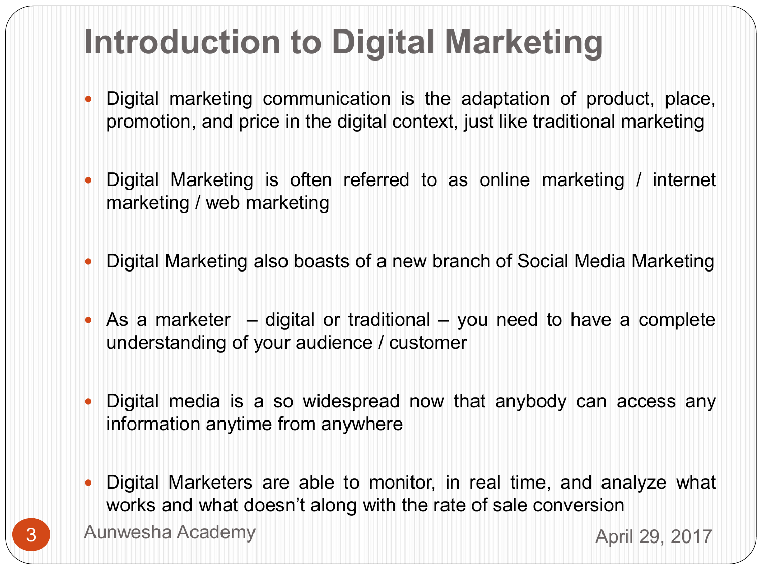# Introduction to Digital Marketing

- Digital marketing communication is the adaptation of product, place, promotion, and price in the digital context, just like traditional marketing
- Digital Marketing is often referred to as online marketing / internet marketing / web marketing
- Digital Marketing also boasts of a new branch of Social Media Marketing
- As a marketer – digital or traditional – you need to have a complete understanding of your audience / customer
- Digital media is a so widespread now that anybody can access any information anytime from anywhere
- Digital Marketers are able to monitor, in real time, and analyze what works and what doesn't along with the rate of sale conversion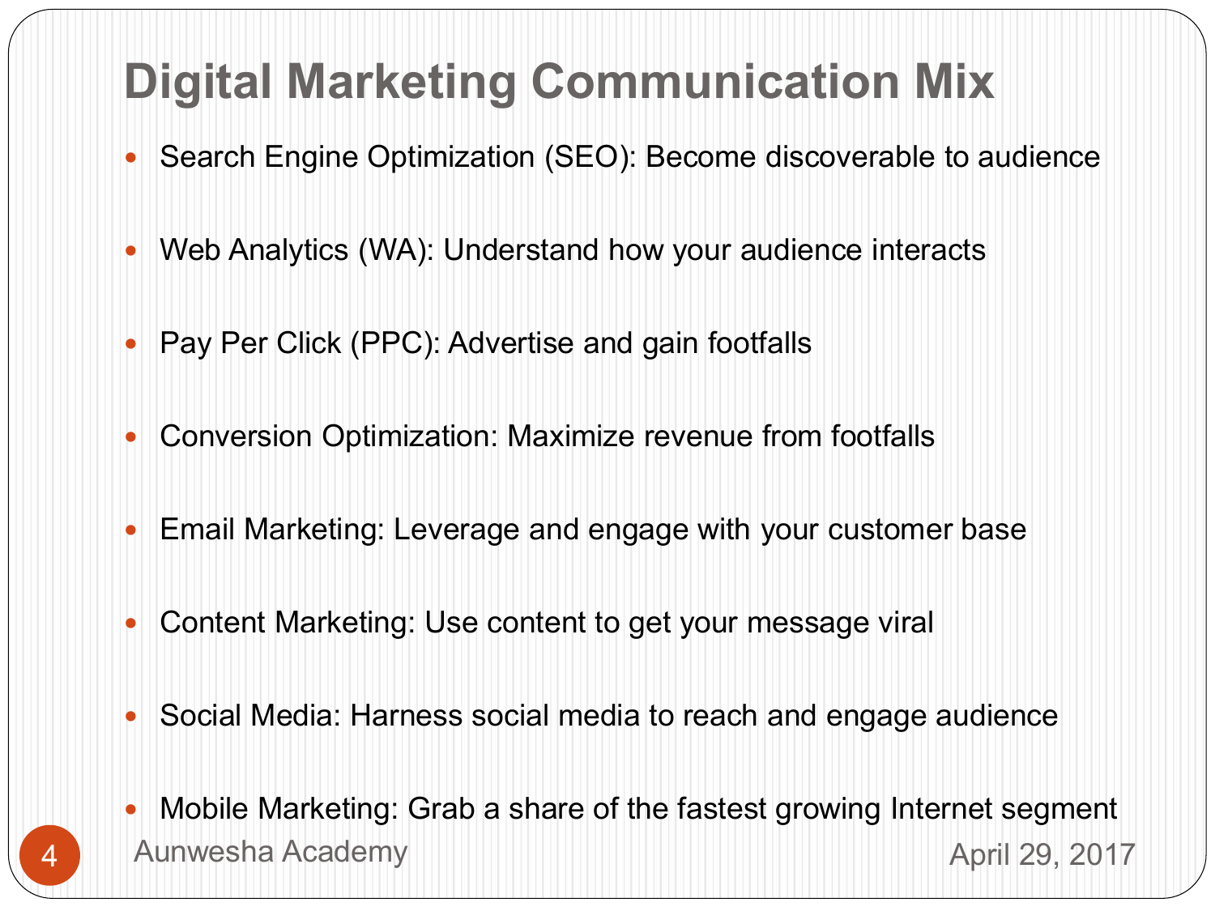# Digital Marketing Communication Mix

- Search Engine Optimization (SEO): Become discoverable to audience
- Web Analytics (WA): Understand how your audience interacts
- Pay Per Click (PPC): Advertise and gain footfalls
- Conversion Optimization: Maximize revenue from footfalls
- Email Marketing: Leverage and engage with your customer base
- Content Marketing: Use content to get your message viral
- Social Media: Harness social media to reach and engage audience
- Mobile Marketing: Grab a share of the fastest growing Internet segment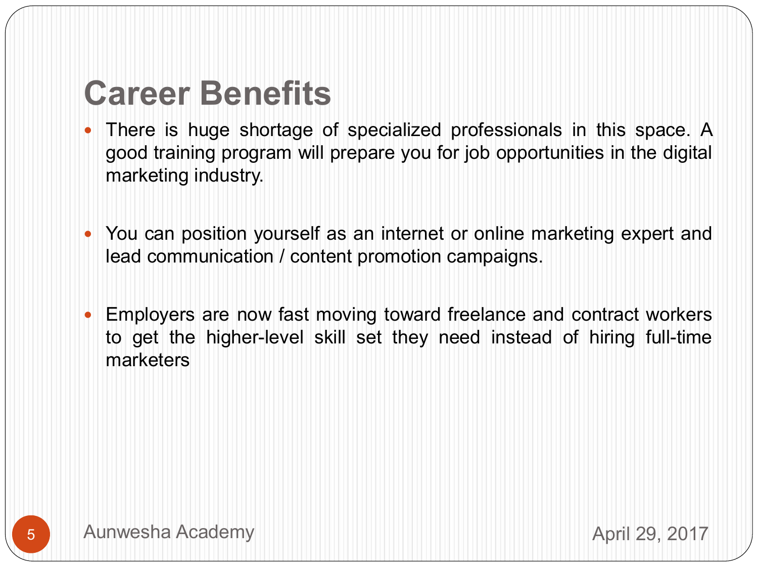# Career Benefits

- There is huge shortage of specialized professionals in this space. A good training program will prepare you for job opportunities in the digital marketing industry.

- You can position yourself as an internet or online marketing expert and lead communication / content promotion campaigns.

- Employers are now fast moving toward freelance and contract workers to get the higher-level skill set they need instead of hiring full-time marketers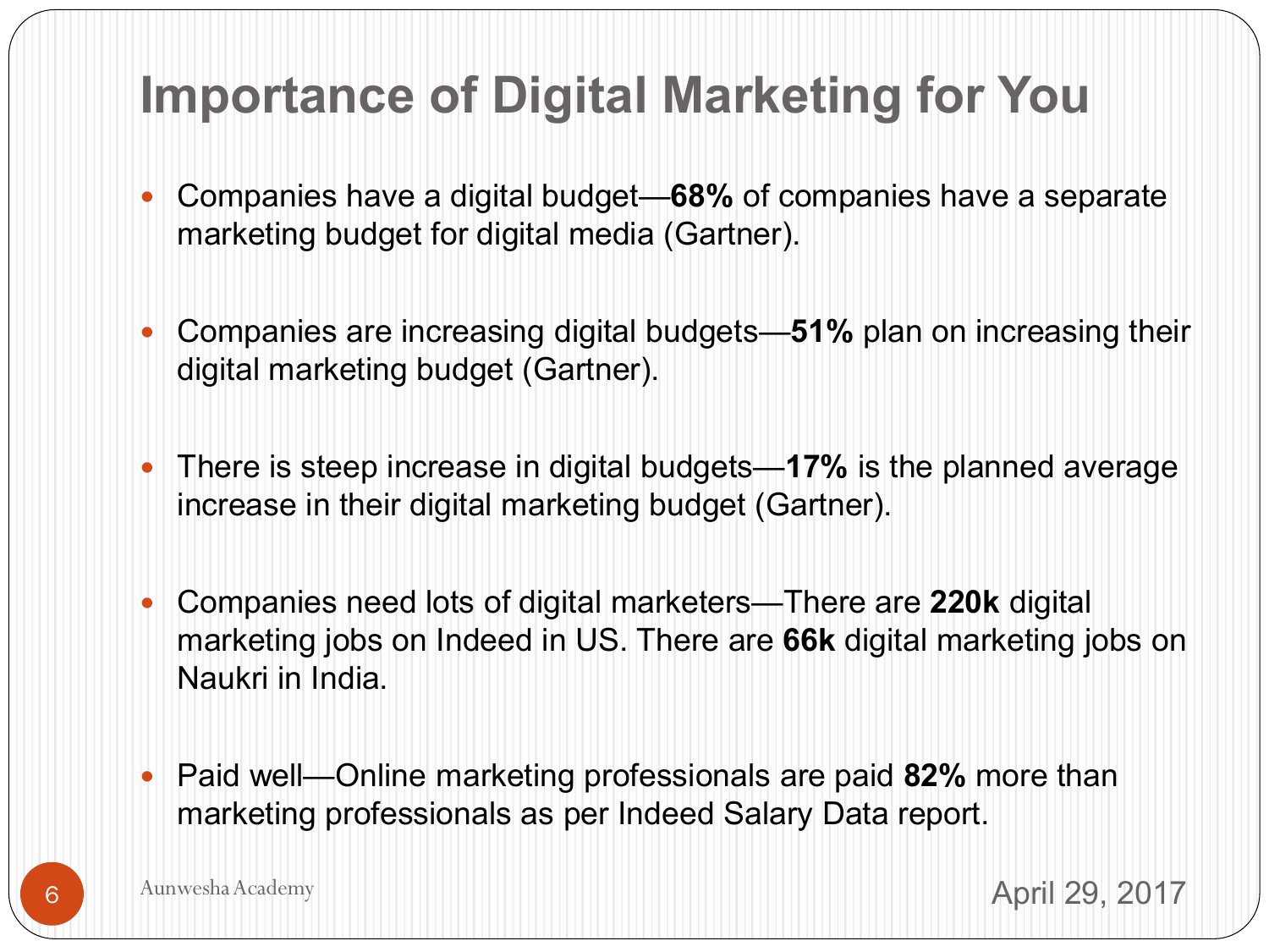# Importance of Digital Marketing for You

- Companies have a digital budget—**68%** of companies have a separate marketing budget for digital media (Gartner).
- Companies are increasing digital budgets—**51%** plan on increasing their digital marketing budget (Gartner).
- There is steep increase in digital budgets—**17%** is the planned average increase in their digital marketing budget (Gartner).
- Companies need lots of digital marketers—There are **220k** digital marketing jobs on Indeed in US. There are **66k** digital marketing jobs on Naukri in India.
- Paid well—Online marketing professionals are paid **82%** more than marketing professionals as per Indeed Salary Data report.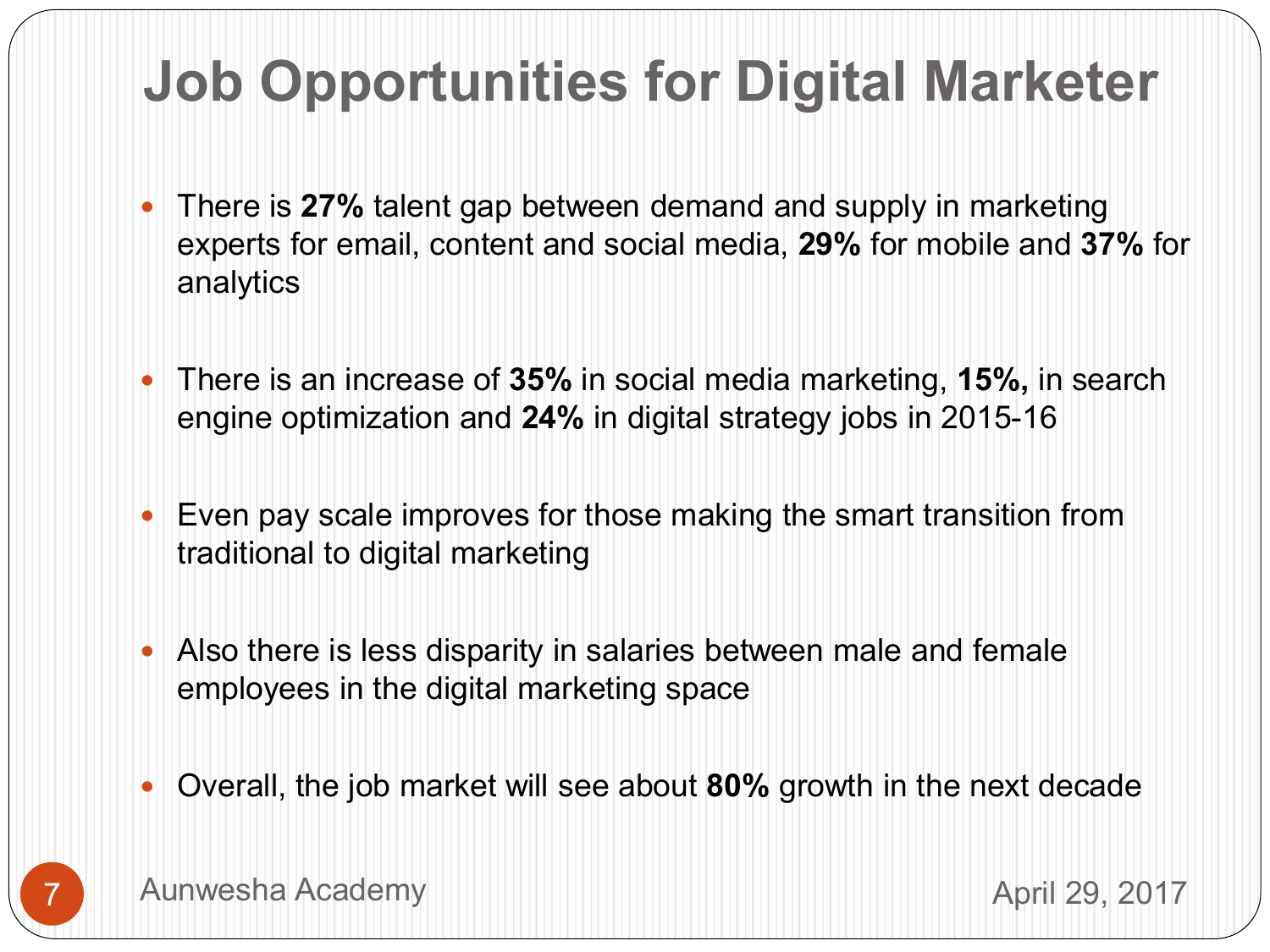# Job Opportunities for Digital Marketer

- There is **27%** talent gap between demand and supply in marketing experts for email, content and social media, **29%** for mobile and **37%** for analytics
- There is an increase of **35%** in social media marketing, **15%,** in search engine optimization and **24%** in digital strategy jobs in 2015-16
- Even pay scale improves for those making the smart transition from traditional to digital marketing
- Also there is less disparity in salaries between male and female employees in the digital marketing space
- Overall, the job market will see about **80%** growth in the next decade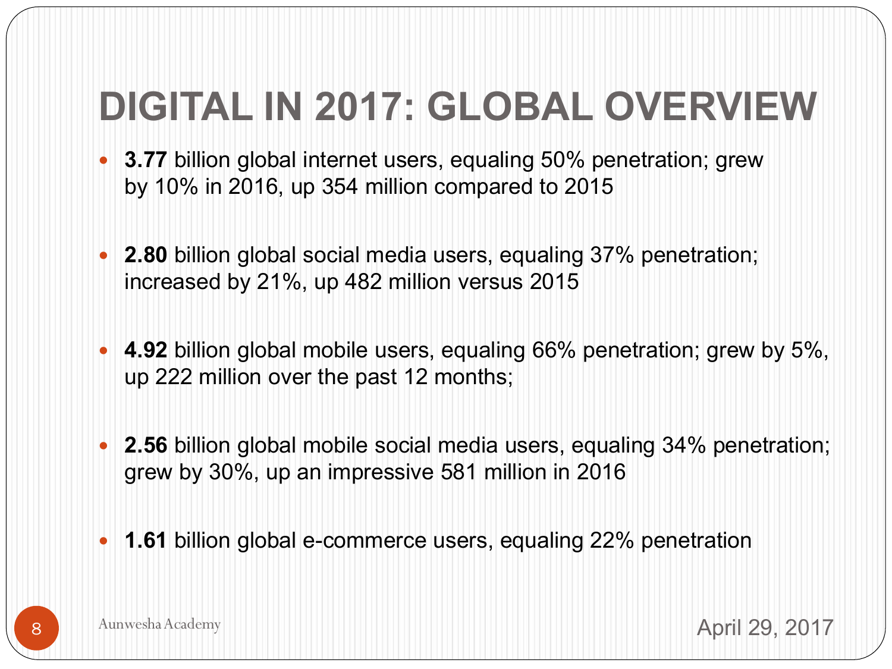# DIGITAL IN 2017: GLOBAL OVERVIEW

- **3.77** billion global internet users, equaling 50% penetration; grew by 10% in 2016, up 354 million compared to 2015

- **2.80** billion global social media users, equaling 37% penetration; increased by 21%, up 482 million versus 2015

- **4.92** billion global mobile users, equaling 66% penetration; grew by 5%, up 222 million over the past 12 months;

- **2.56** billion global mobile social media users, equaling 34% penetration; grew by 30%, up an impressive 581 million in 2016

- **1.61** billion global e-commerce users, equaling 22% penetration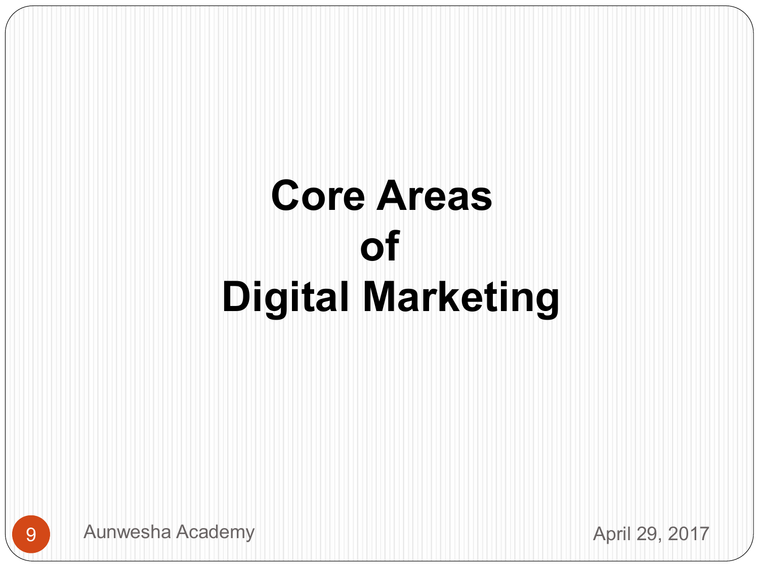# Core Areas of Digital Marketing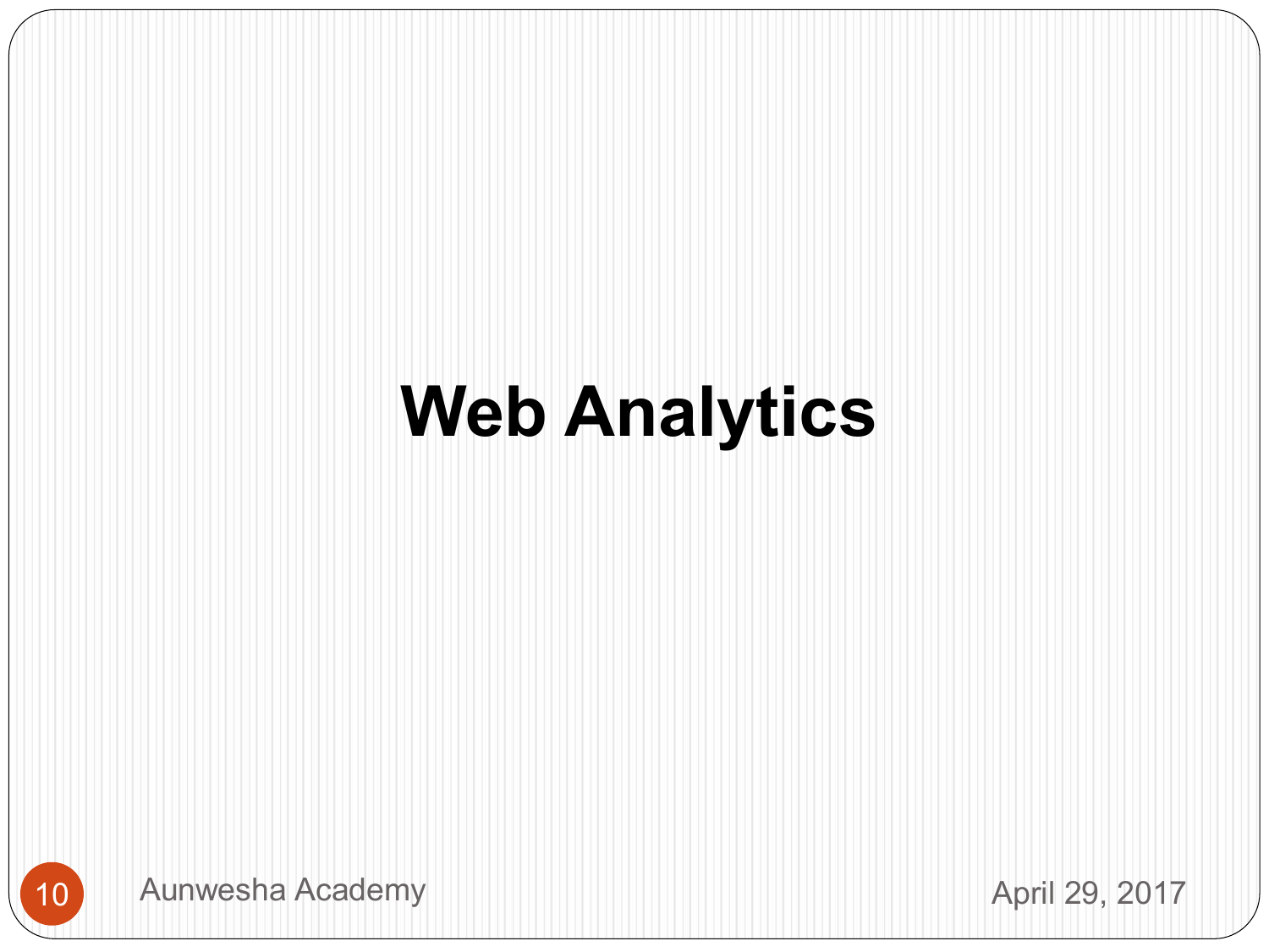# Web Analytics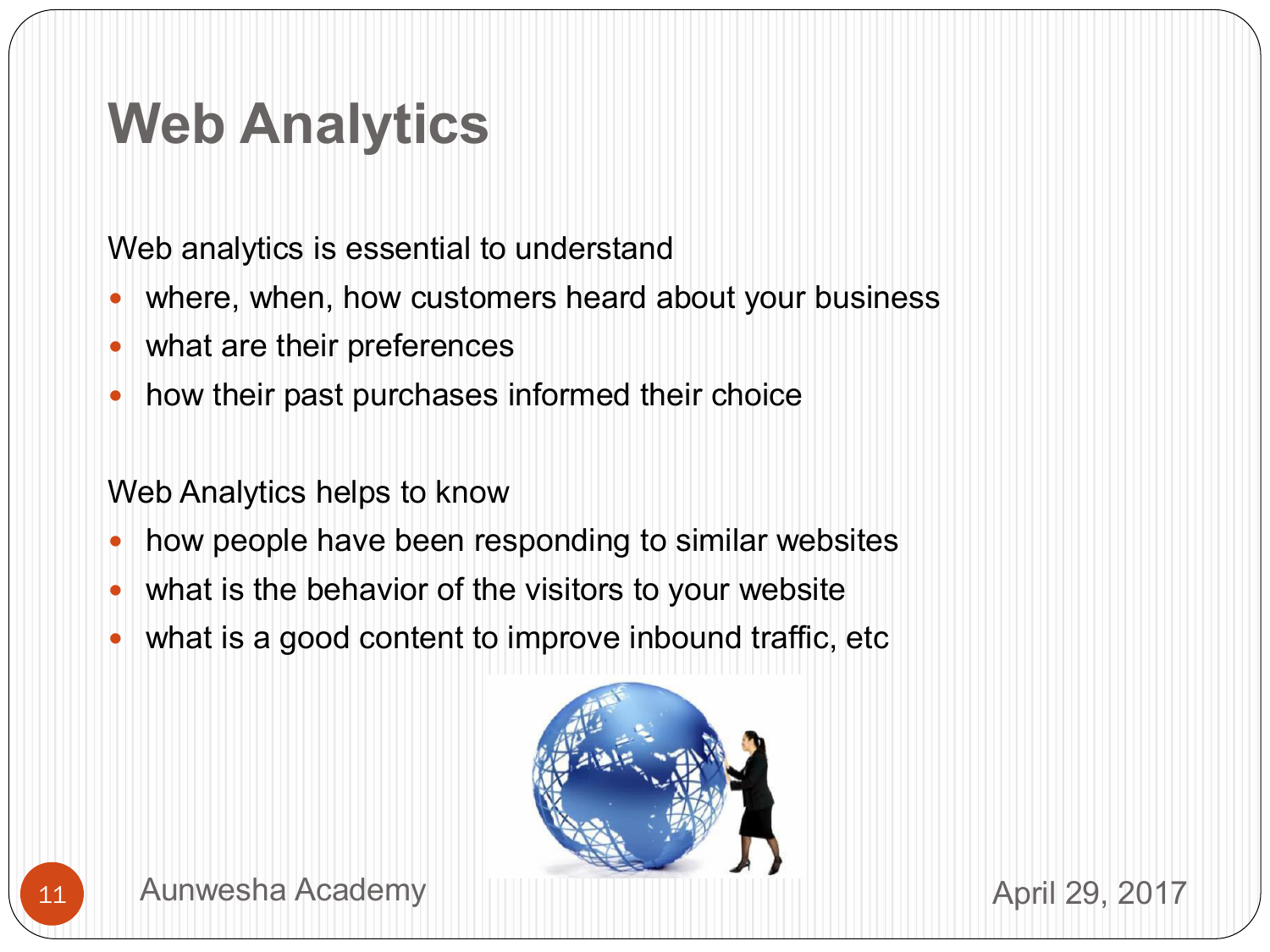# Web Analytics

Web analytics is essential to understand

- where, when, how customers heard about your business
- what are their preferences
- how their past purchases informed their choice

Web Analytics helps to know

- how people have been responding to similar websites
- what is the behavior of the visitors to your website
- what is a good content to improve inbound traffic, etc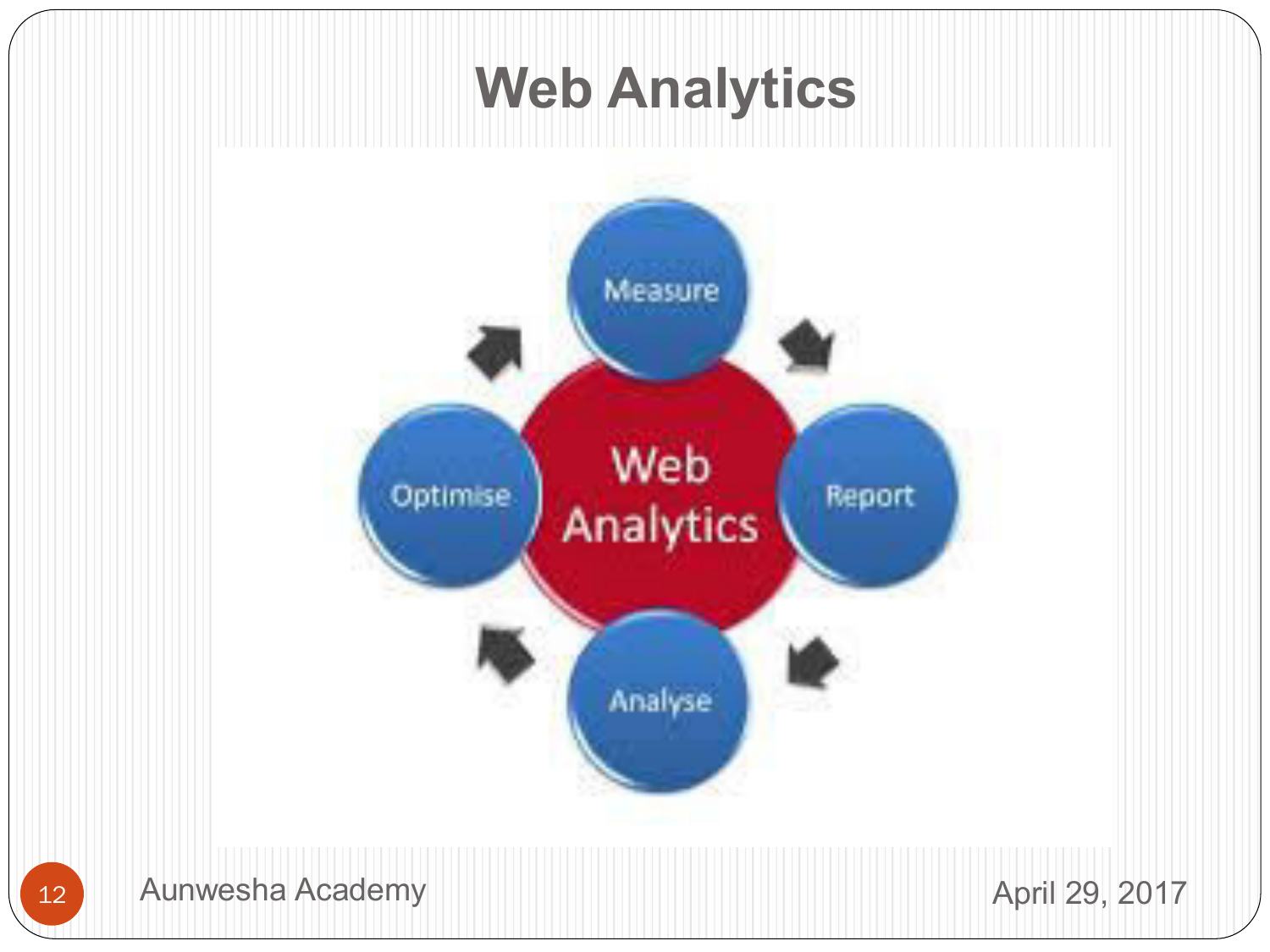# Web Analytics

Measure

Report

Analyse

Optimise

Web Analytics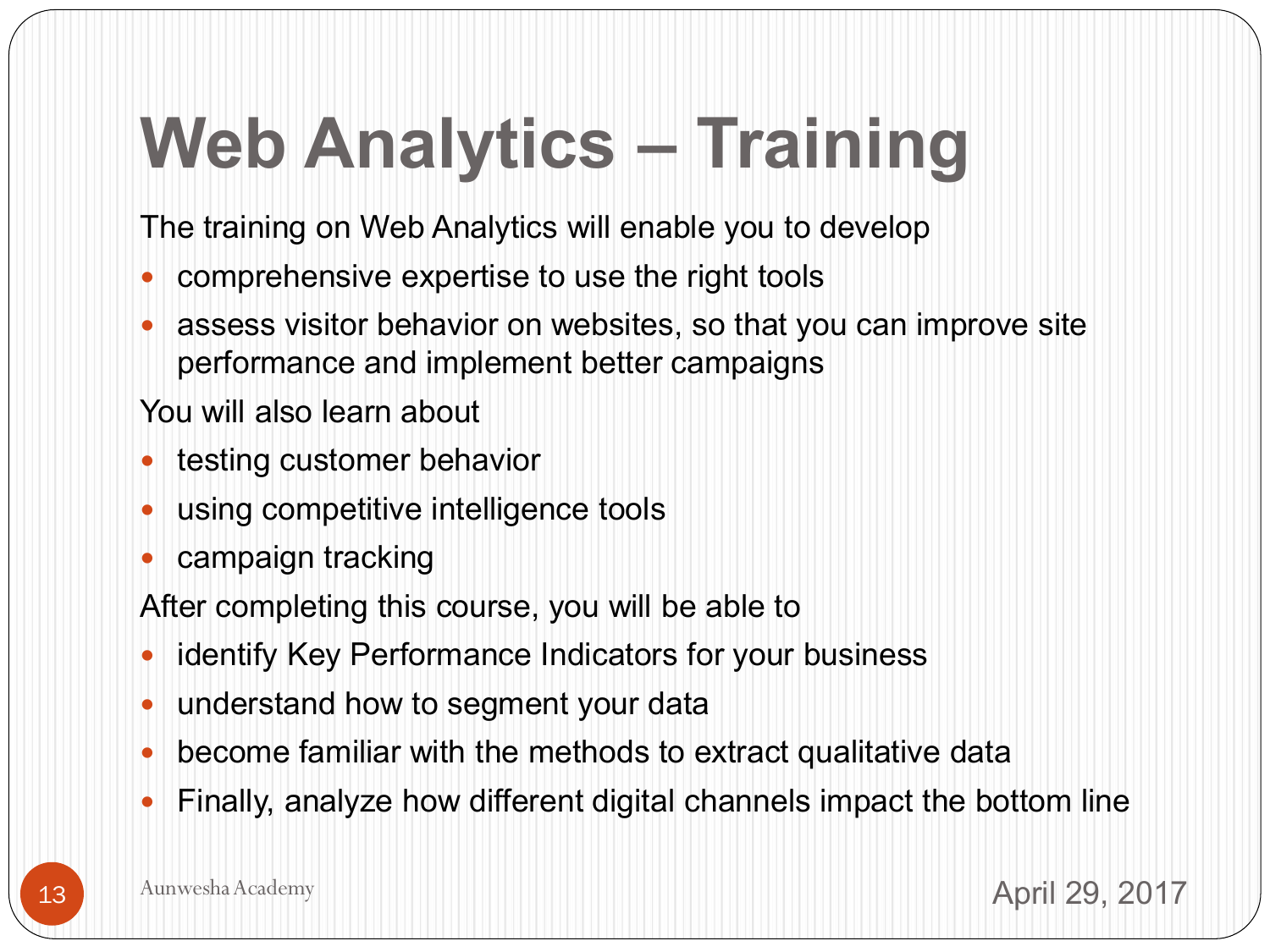# Web Analytics – Training

The training on Web Analytics will enable you to develop

- comprehensive expertise to use the right tools
- assess visitor behavior on websites, so that you can improve site performance and implement better campaigns

You will also learn about

- testing customer behavior
- using competitive intelligence tools
- campaign tracking

After completing this course, you will be able to

- identify Key Performance Indicators for your business
- understand how to segment your data
- become familiar with the methods to extract qualitative data
- Finally, analyze how different digital channels impact the bottom line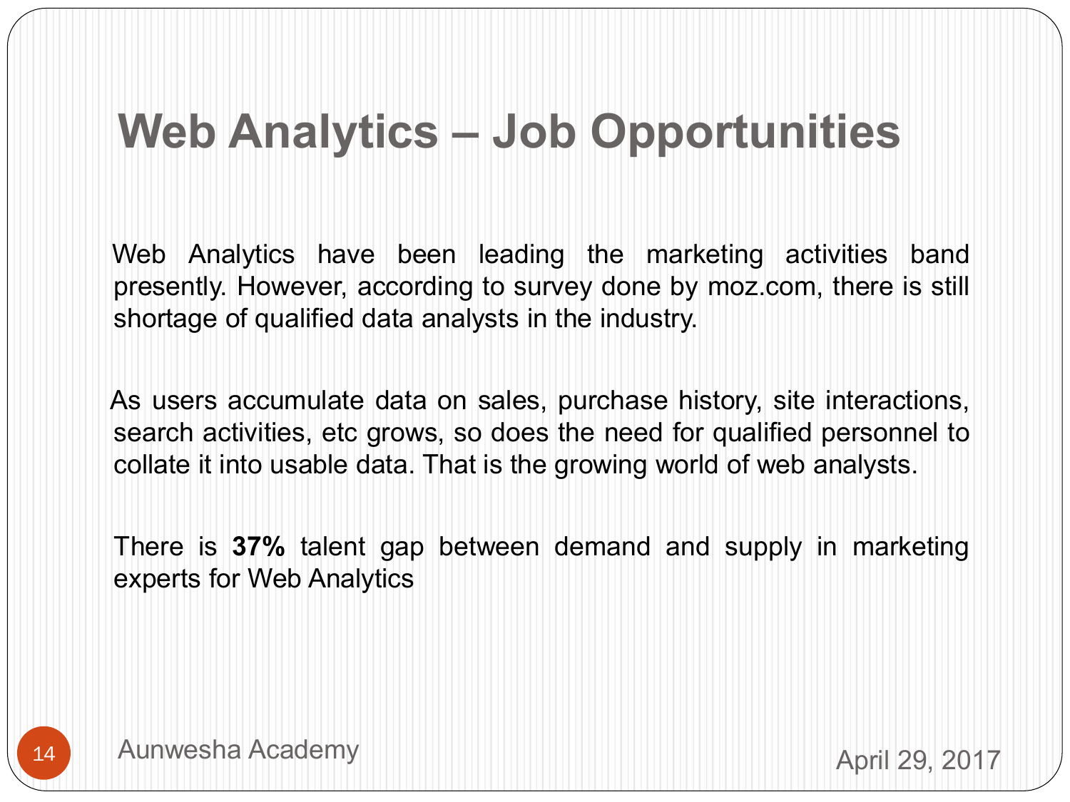# Web Analytics – Job Opportunities

Web Analytics have been leading the marketing activities band presently. However, according to survey done by moz.com, there is still shortage of qualified data analysts in the industry.

As users accumulate data on sales, purchase history, site interactions, search activities, etc grows, so does the need for qualified personnel to collate it into usable data. That is the growing world of web analysts.

There is **37%** talent gap between demand and supply in marketing experts for Web Analytics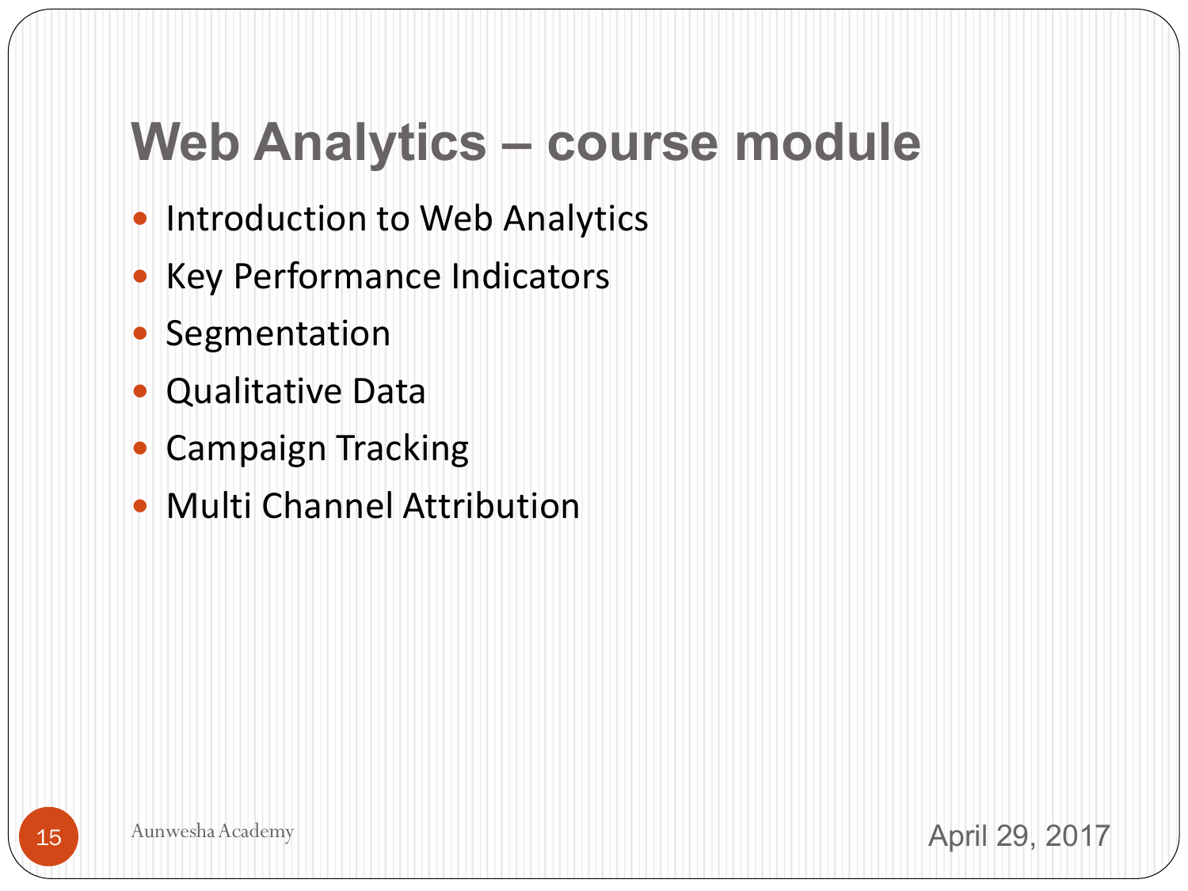# Web Analytics – course module

- Introduction to Web Analytics
- Key Performance Indicators
- Segmentation
- Qualitative Data
- Campaign Tracking
- Multi Channel Attribution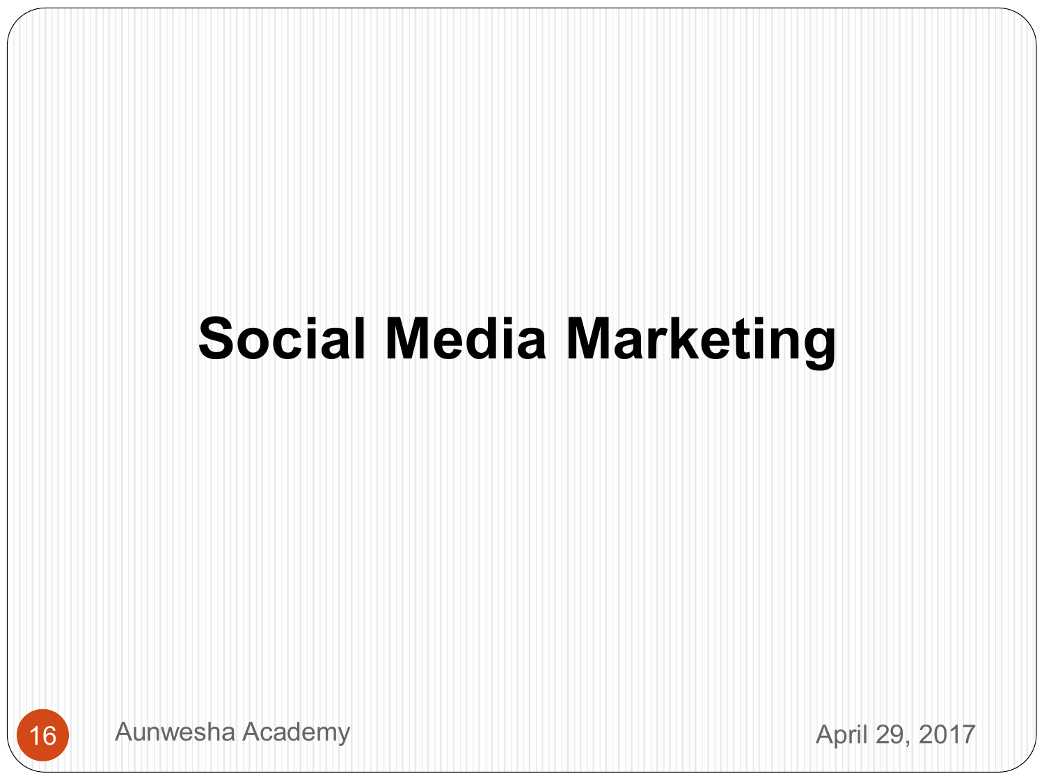# Social Media Marketing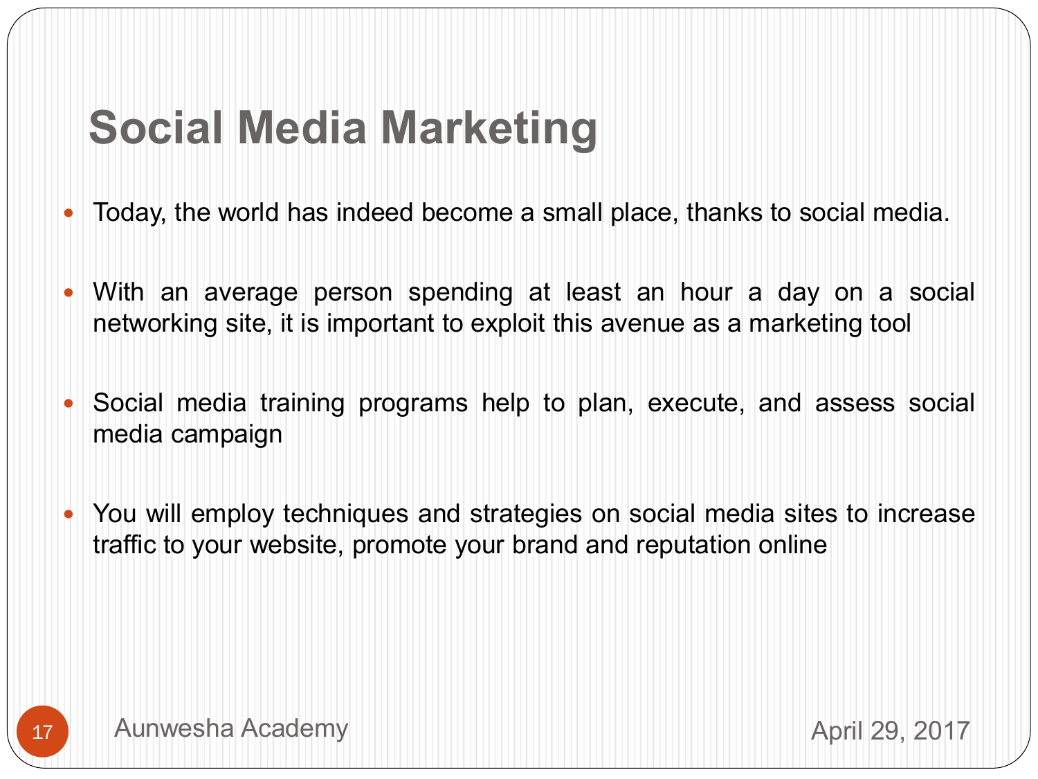# Social Media Marketing

- Today, the world has indeed become a small place, thanks to social media.
- With an average person spending at least an hour a day on a social networking site, it is important to exploit this avenue as a marketing tool
- Social media training programs help to plan, execute, and assess social media campaign
- You will employ techniques and strategies on social media sites to increase traffic to your website, promote your brand and reputation online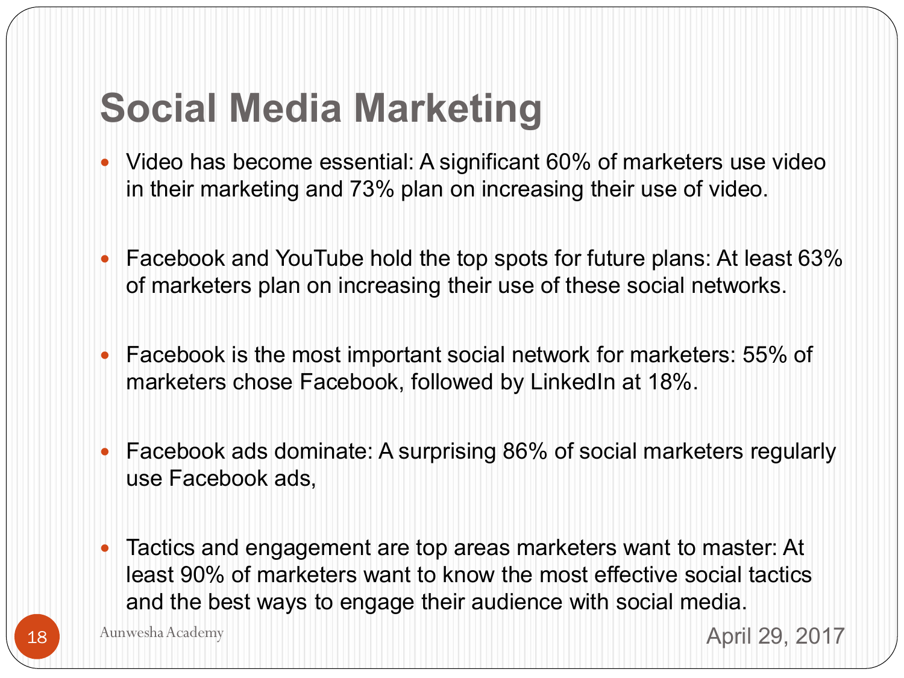# Social Media Marketing

- Video has become essential: A significant 60% of marketers use video in their marketing and 73% plan on increasing their use of video.
- Facebook and YouTube hold the top spots for future plans: At least 63% of marketers plan on increasing their use of these social networks.
- Facebook is the most important social network for marketers: 55% of marketers chose Facebook, followed by LinkedIn at 18%.
- Facebook ads dominate: A surprising 86% of social marketers regularly use Facebook ads,
- Tactics and engagement are top areas marketers want to master: At least 90% of marketers want to know the most effective social tactics and the best ways to engage their audience with social media.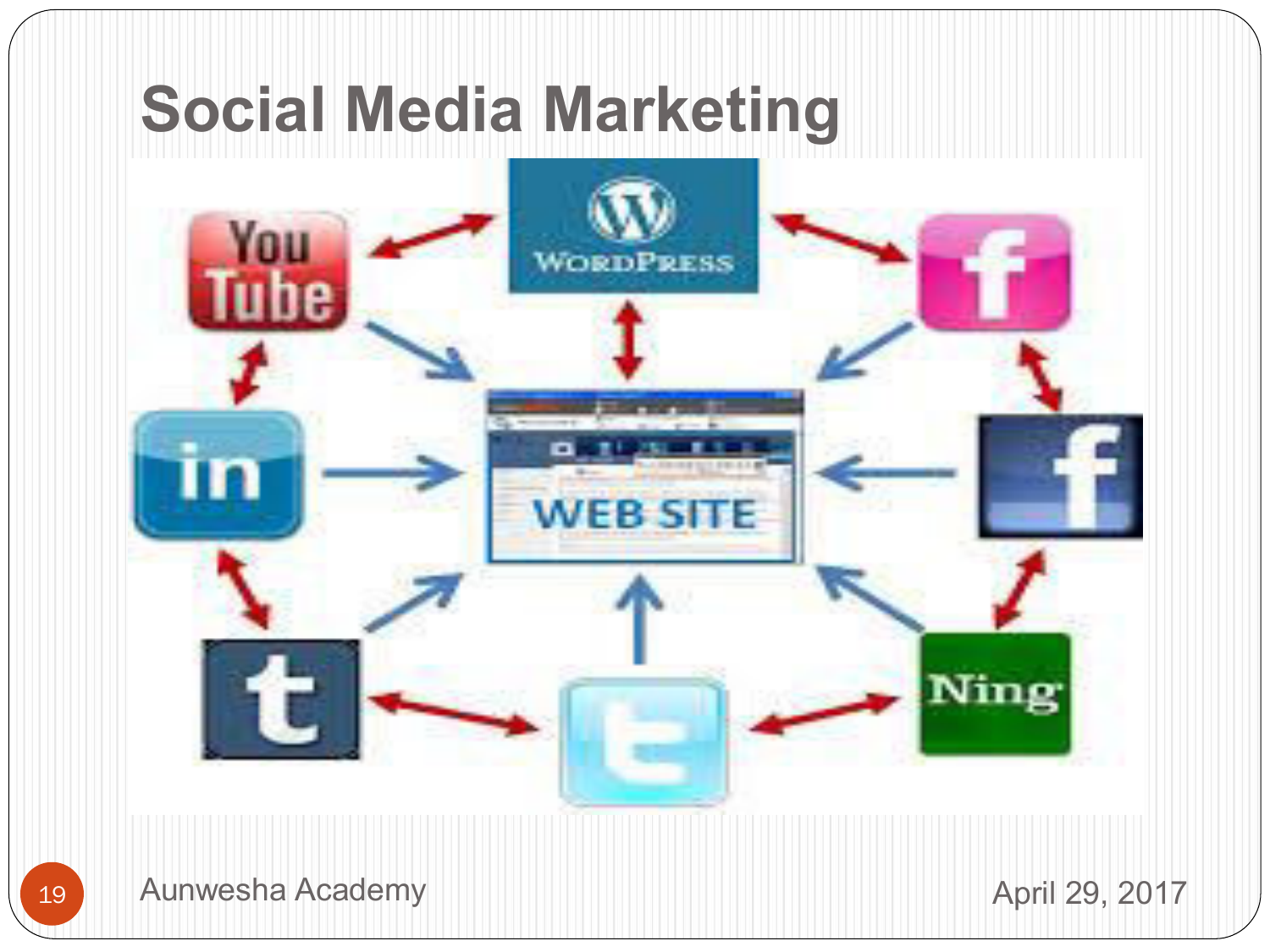# Social Media Marketing

WordPress
You Tube
in
WEB SITE
t
Ning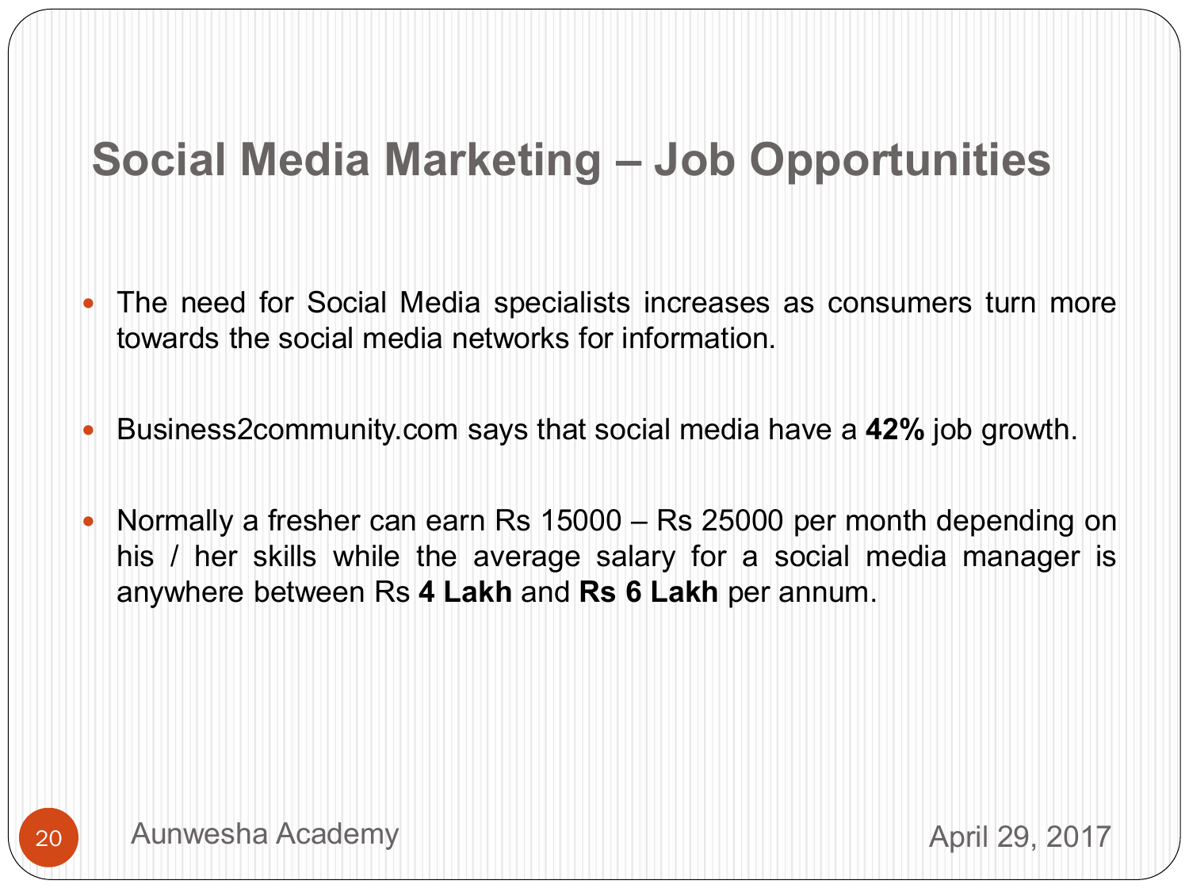# Social Media Marketing – Job Opportunities

- The need for Social Media specialists increases as consumers turn more towards the social media networks for information.
- Business2community.com says that social media have a **42%** job growth.
- Normally a fresher can earn Rs 15000 – Rs 25000 per month depending on his / her skills while the average salary for a social media manager is anywhere between Rs **4 Lakh** and **Rs 6 Lakh** per annum.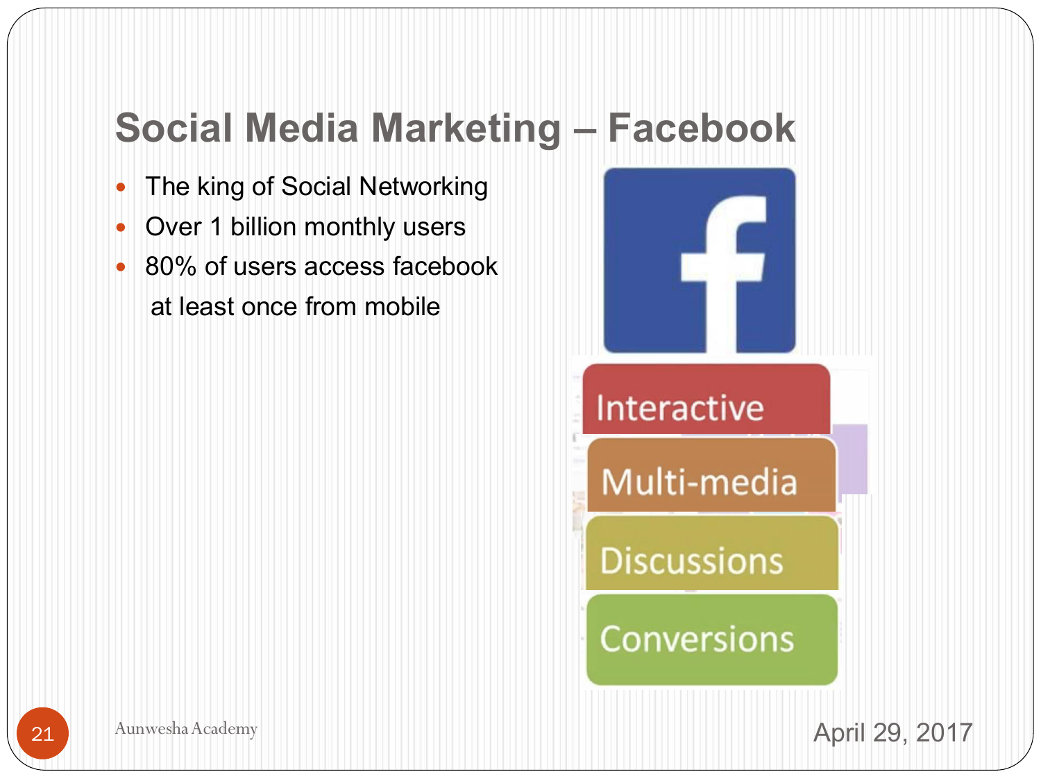# Social Media Marketing – Facebook

- The king of Social Networking
- Over 1 billion monthly users
- 80% of users access facebook at least once from mobile

Interactive

Multi-media

Discussions

Conversions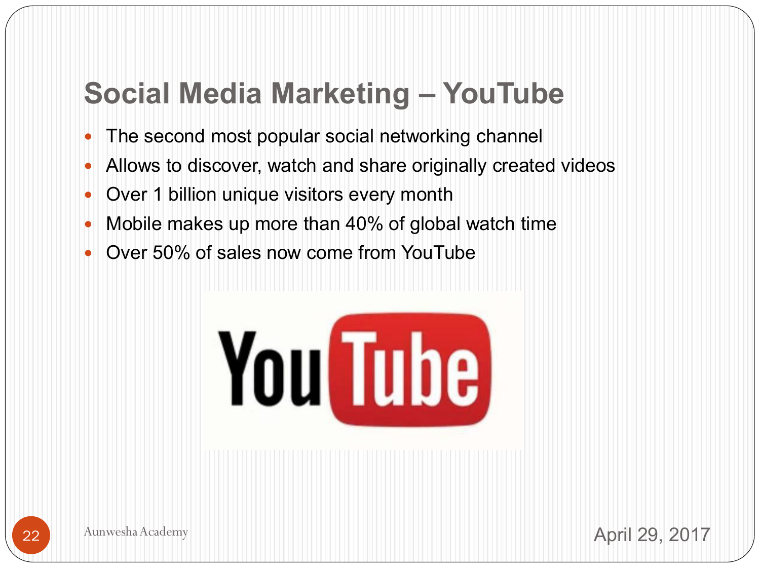# Social Media Marketing – YouTube

- The second most popular social networking channel
- Allows to discover, watch and share originally created videos
- Over 1 billion unique visitors every month
- Mobile makes up more than 40% of global watch time
- Over 50% of sales now come from YouTube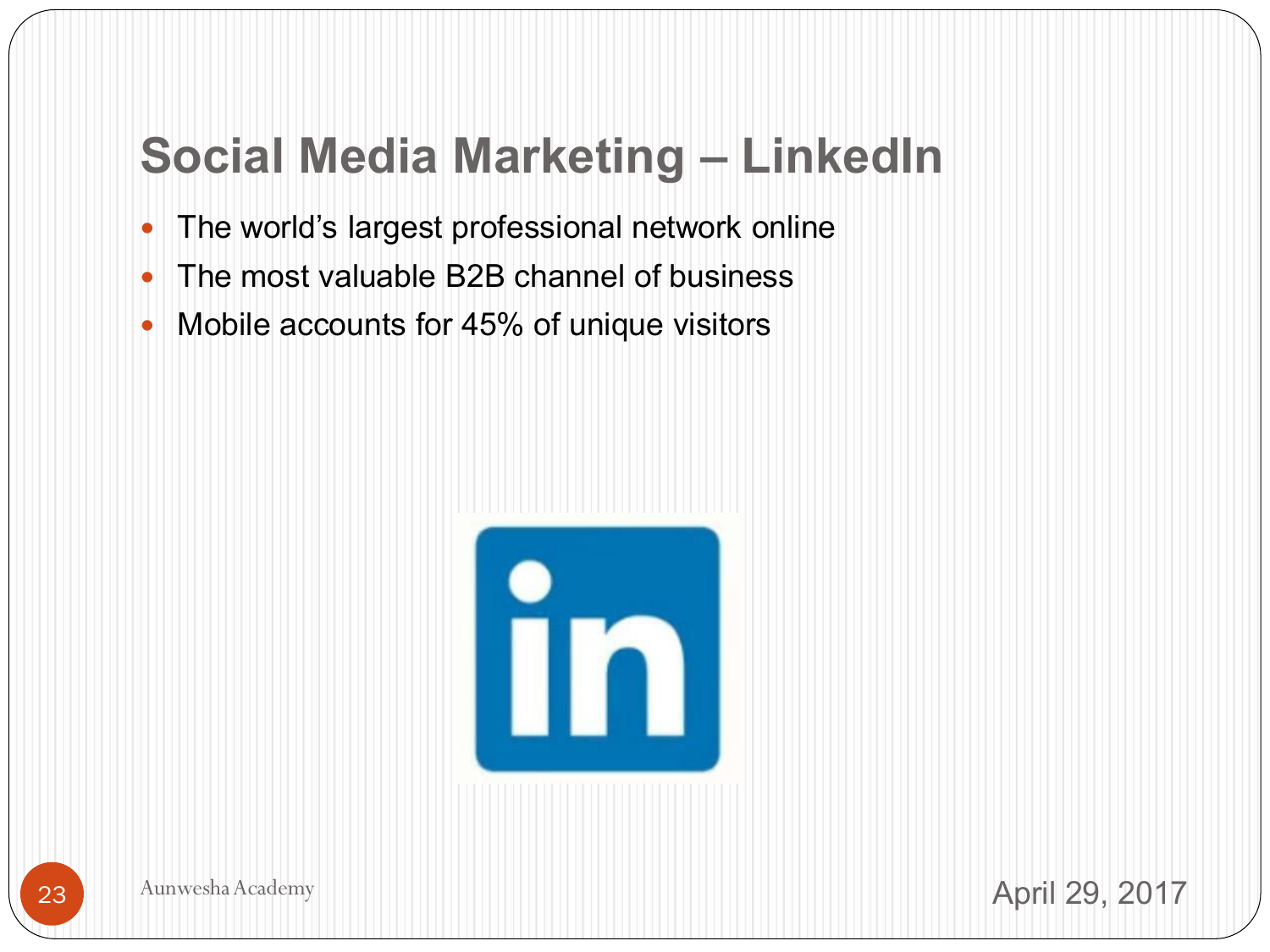# Social Media Marketing – LinkedIn

- The world's largest professional network online
- The most valuable B2B channel of business
- Mobile accounts for 45% of unique visitors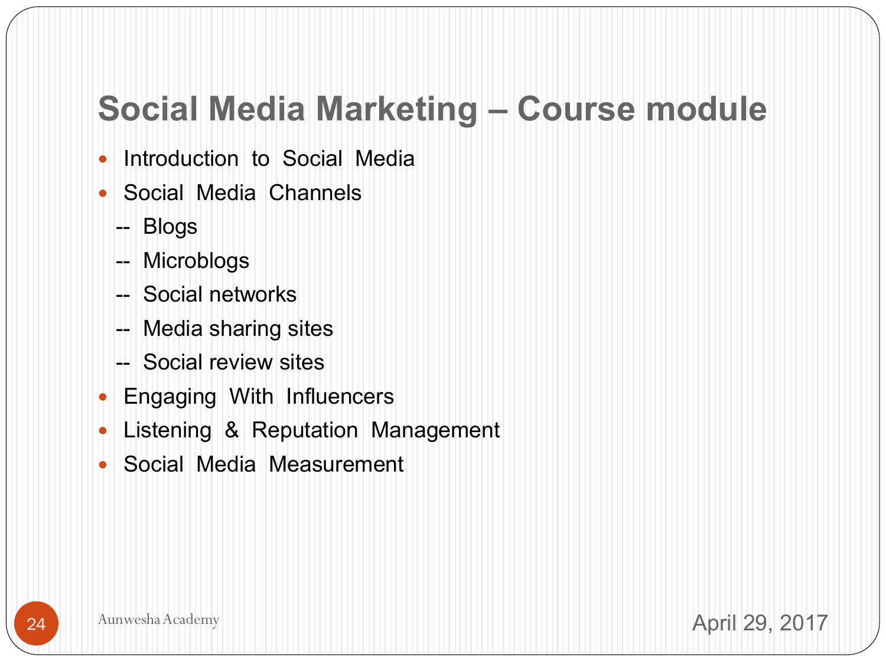# Social Media Marketing – Course module

- Introduction to Social Media
- Social Media Channels
  - -- Blogs
  - -- Microblogs
  - -- Social networks
  - -- Media sharing sites
  - -- Social review sites
- Engaging With Influencers
- Listening & Reputation Management
- Social Media Measurement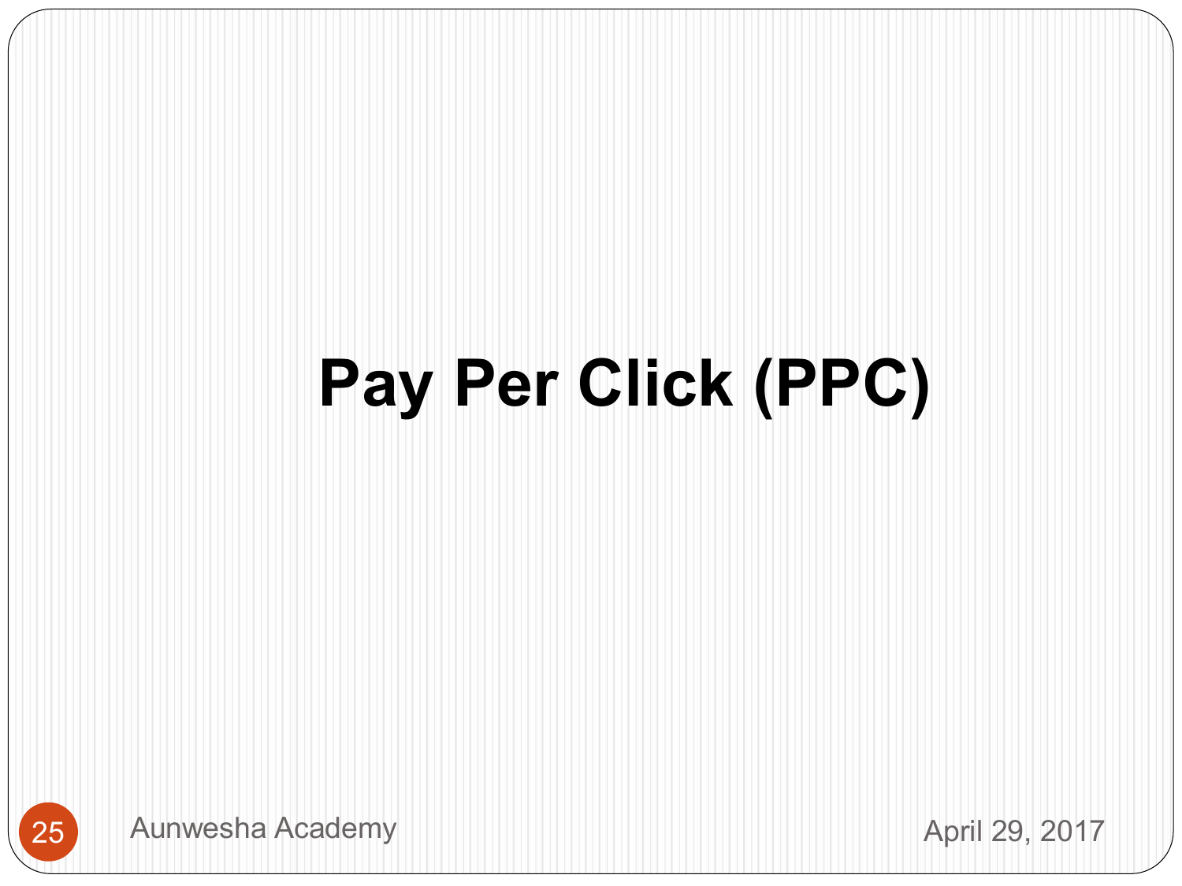# Pay Per Click (PPC)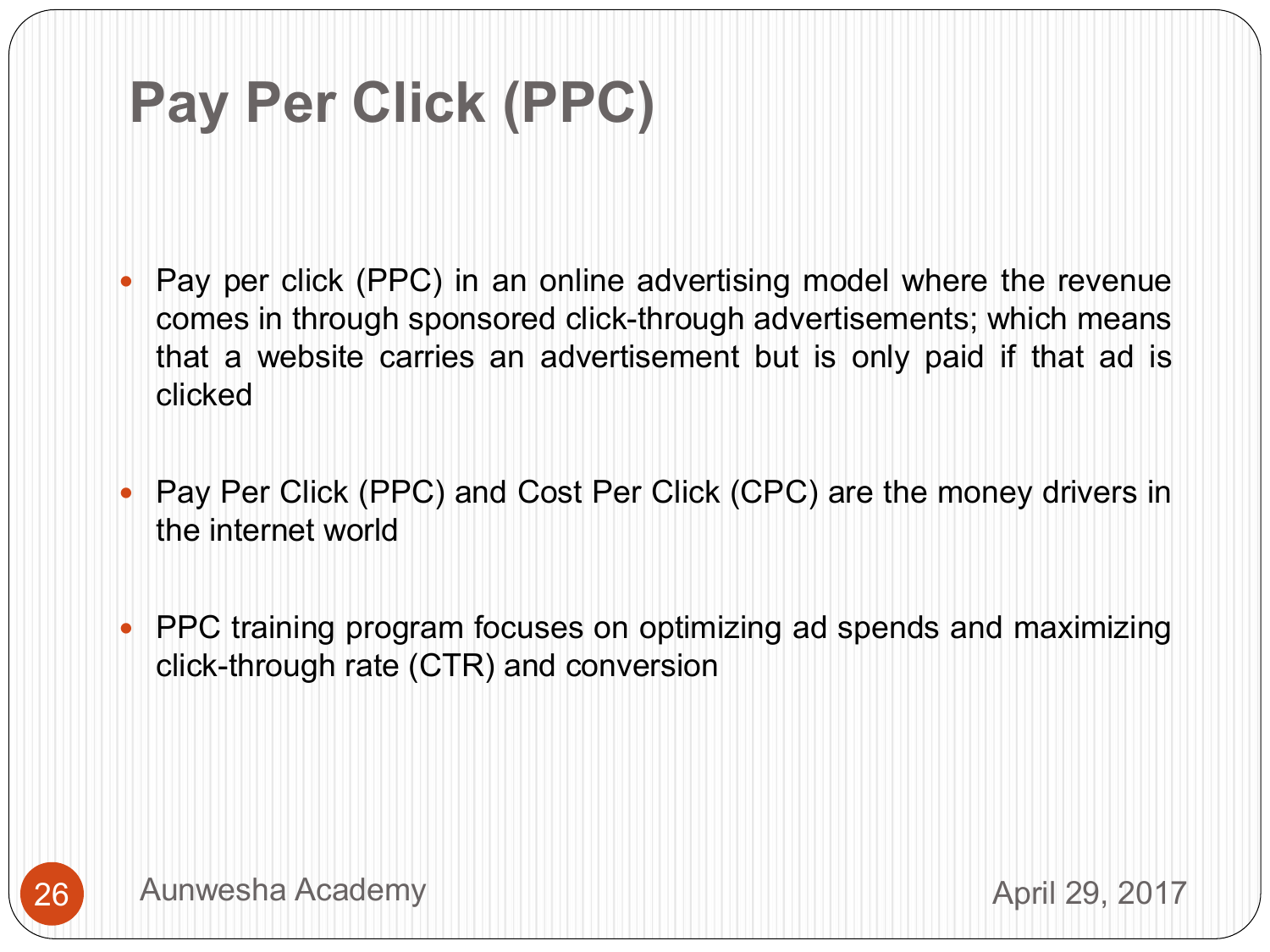# Pay Per Click (PPC)

- Pay per click (PPC) in an online advertising model where the revenue comes in through sponsored click-through advertisements; which means that a website carries an advertisement but is only paid if that ad is clicked
- Pay Per Click (PPC) and Cost Per Click (CPC) are the money drivers in the internet world
- PPC training program focuses on optimizing ad spends and maximizing click-through rate (CTR) and conversion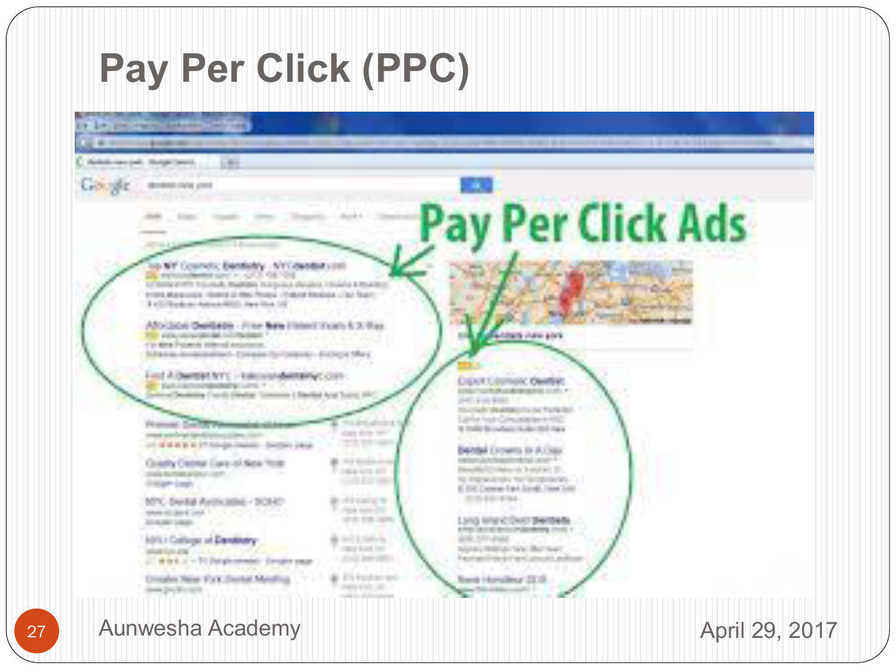# Pay Per Click (PPC)

Pay Per Click Ads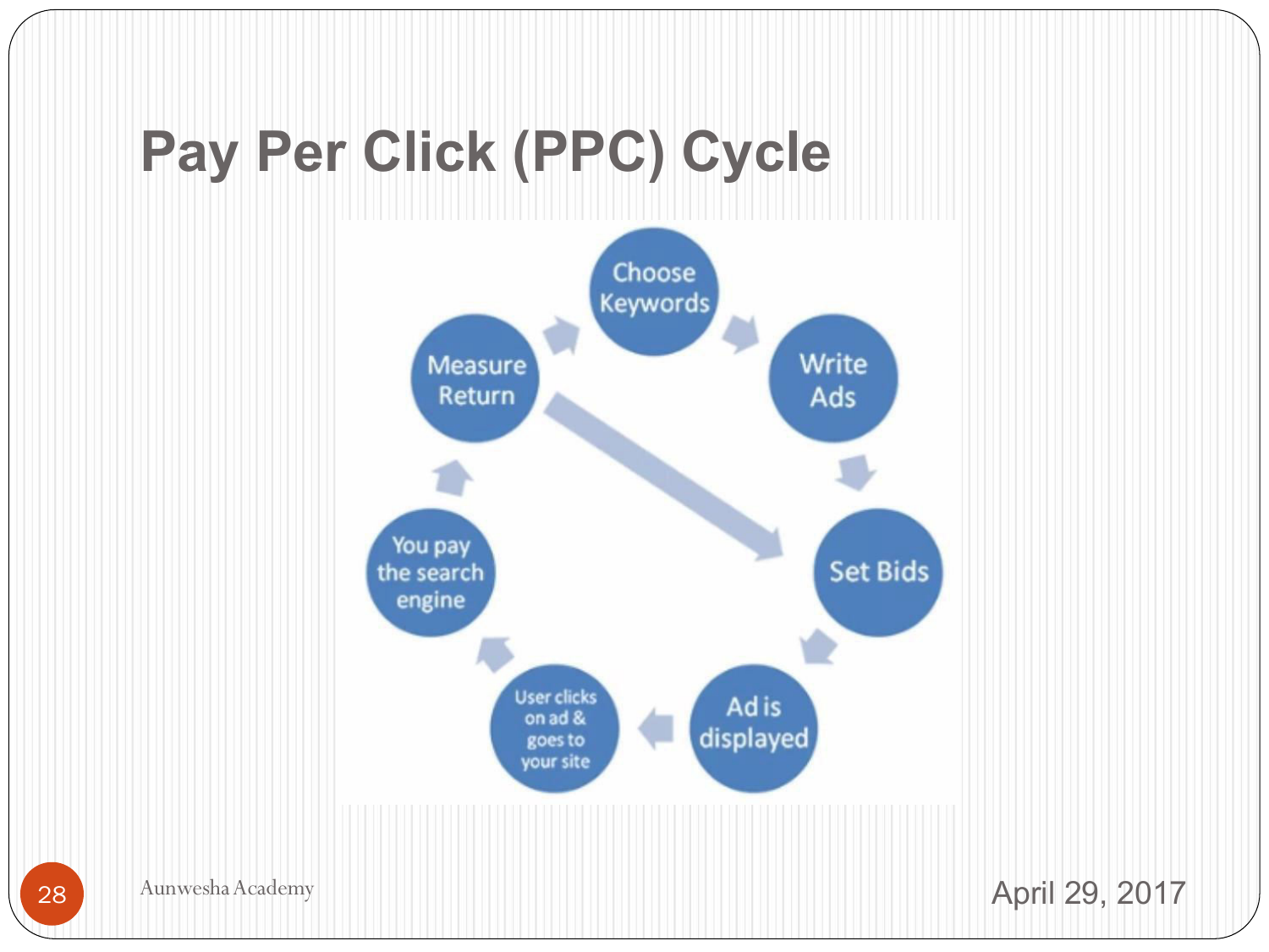# Pay Per Click (PPC) Cycle

Choose Keywords

Write Ads

Set Bids

Ad is displayed

User clicks on ad & goes to your site

You pay the search engine

Measure Return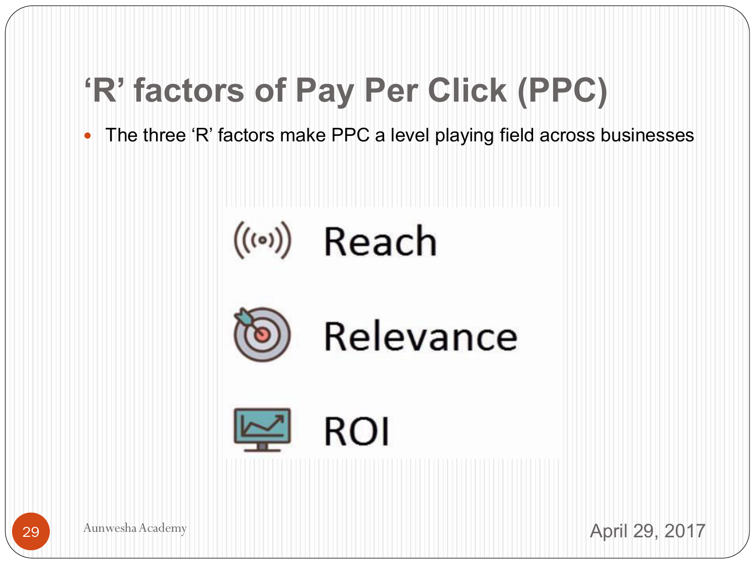# 'R' factors of Pay Per Click (PPC)

- The three 'R' factors make PPC a level playing field across businesses

Reach

Relevance

ROI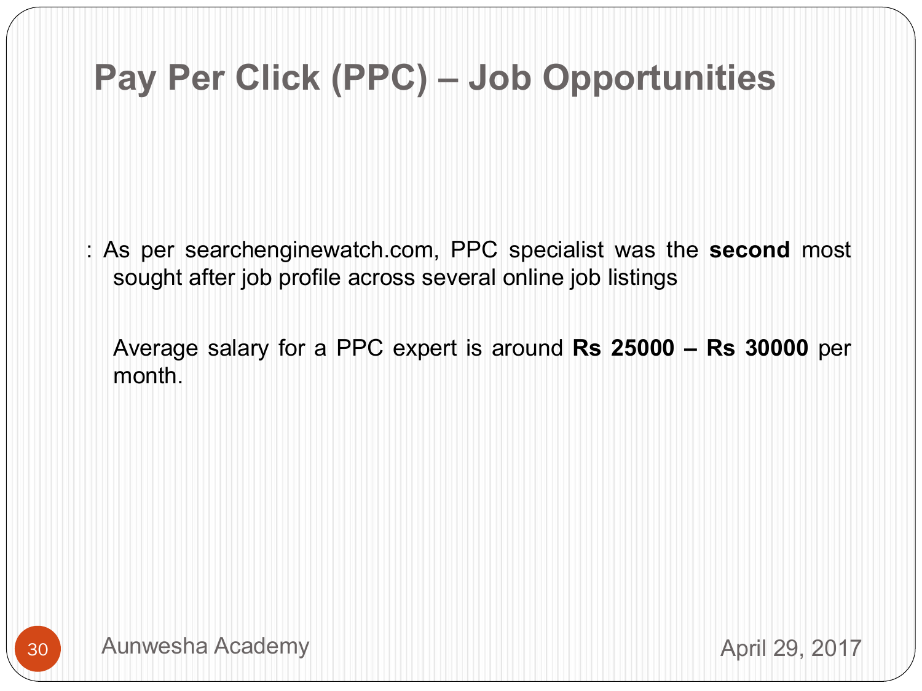# Pay Per Click (PPC) – Job Opportunities

: As per searchenginewatch.com, PPC specialist was the **second** most sought after job profile across several online job listings

Average salary for a PPC expert is around **Rs 25000 – Rs 30000** per month.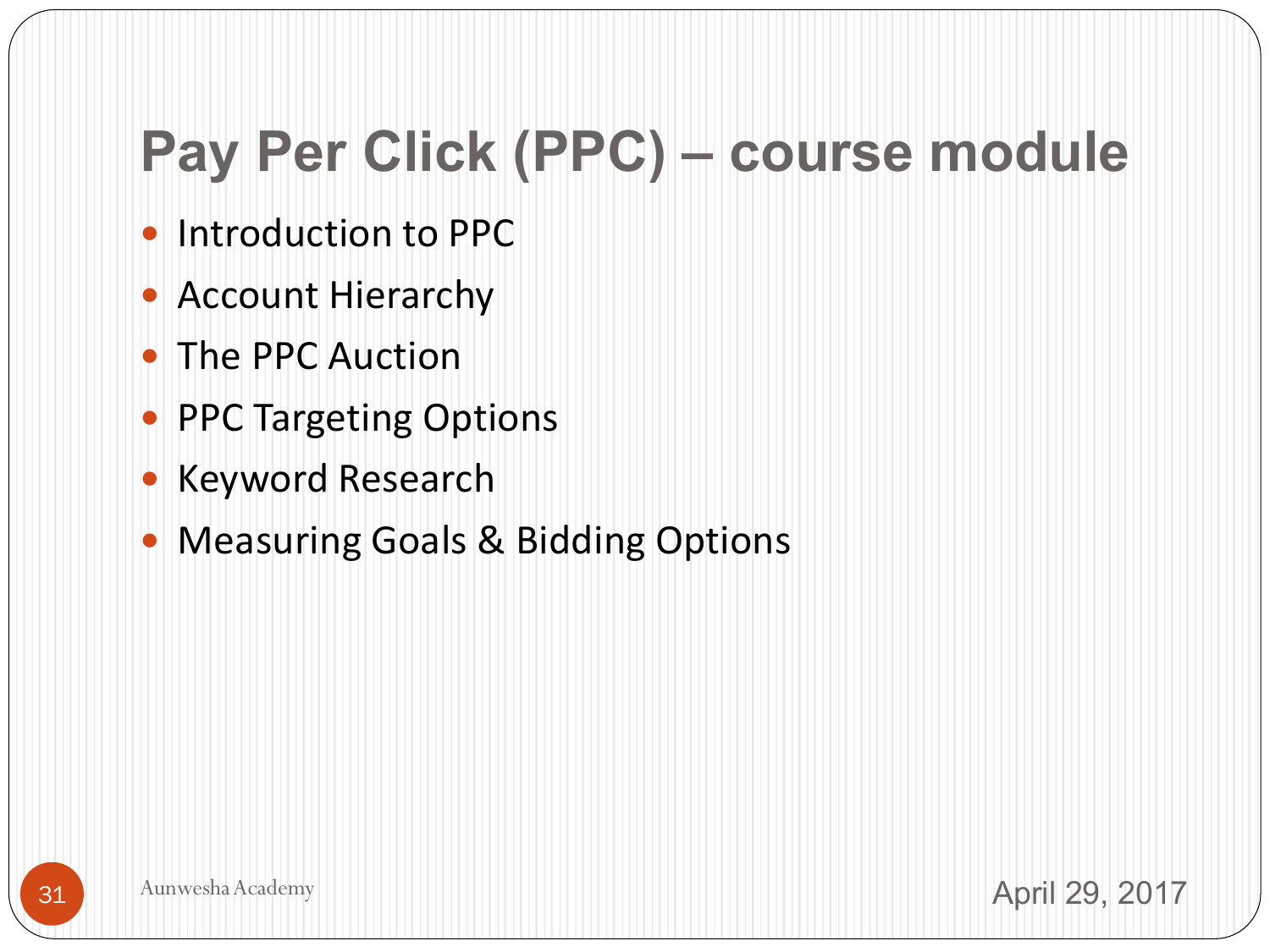# Pay Per Click (PPC) – course module

- Introduction to PPC
- Account Hierarchy
- The PPC Auction
- PPC Targeting Options
- Keyword Research
- Measuring Goals & Bidding Options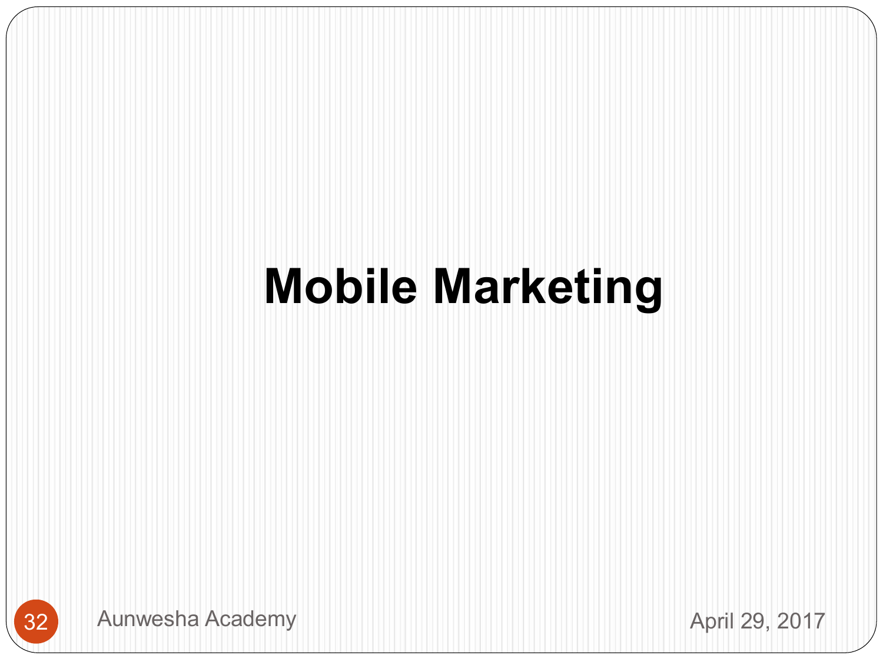# Mobile Marketing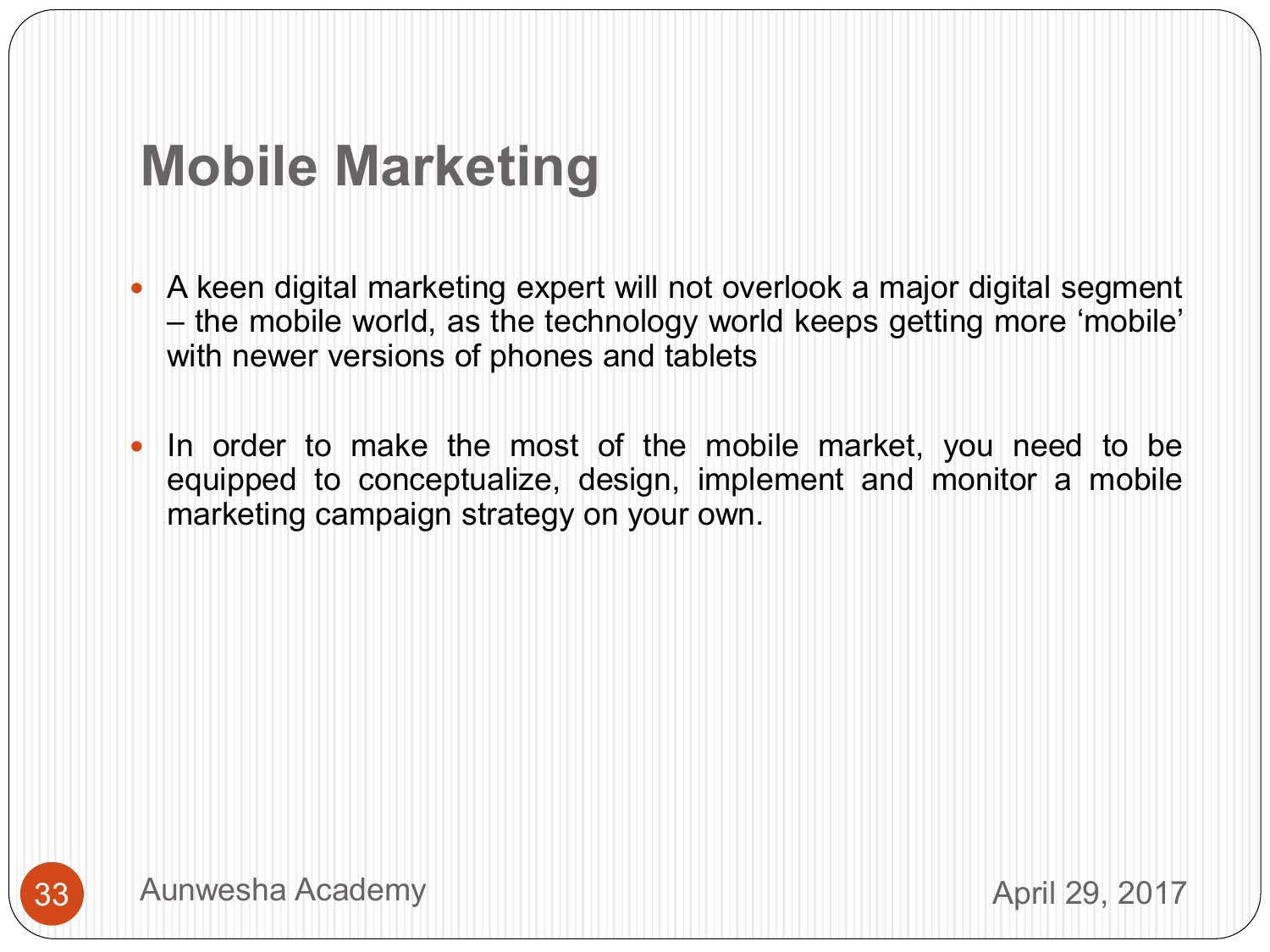# Mobile Marketing

- A keen digital marketing expert will not overlook a major digital segment – the mobile world, as the technology world keeps getting more ‘mobile’ with newer versions of phones and tablets

- In order to make the most of the mobile market, you need to be equipped to conceptualize, design, implement and monitor a mobile marketing campaign strategy on your own.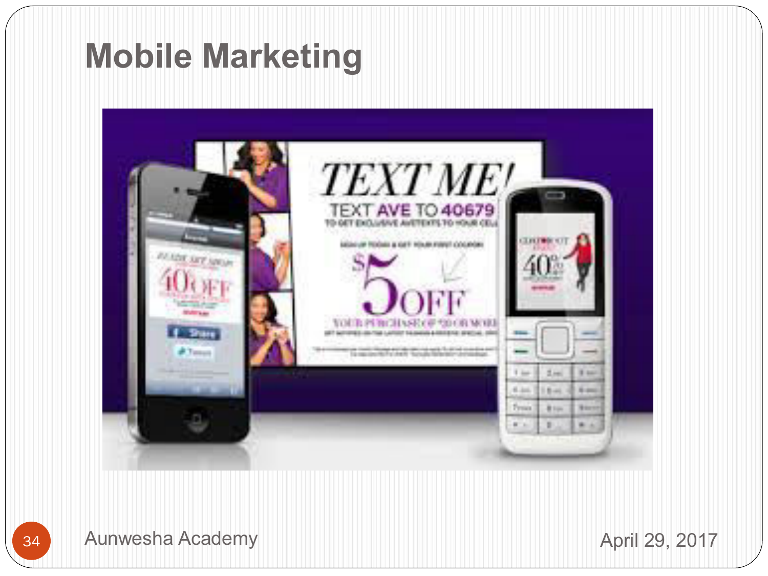# Mobile Marketing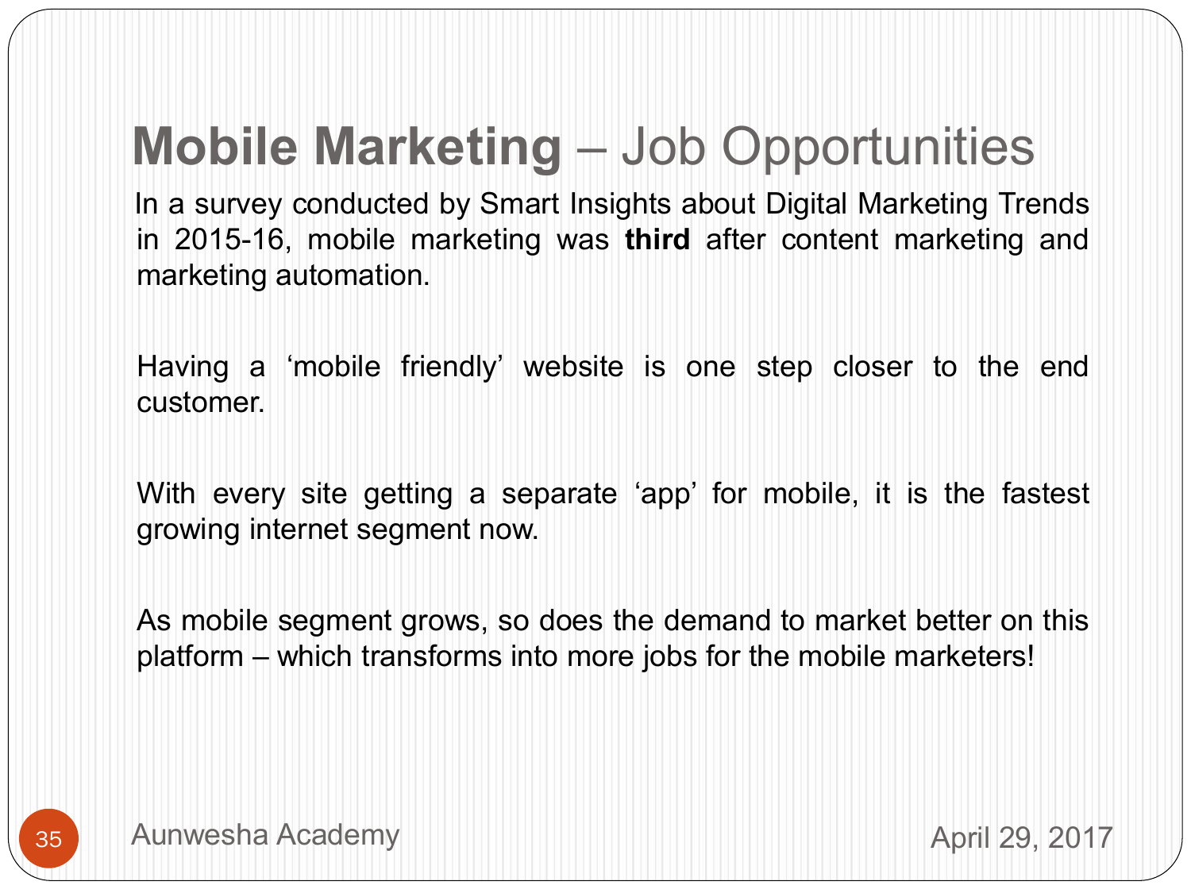# **Mobile Marketing** – Job Opportunities

In a survey conducted by Smart Insights about Digital Marketing Trends in 2015-16, mobile marketing was **third** after content marketing and marketing automation.

Having a 'mobile friendly' website is one step closer to the end customer.

With every site getting a separate 'app' for mobile, it is the fastest growing internet segment now.

As mobile segment grows, so does the demand to market better on this platform – which transforms into more jobs for the mobile marketers!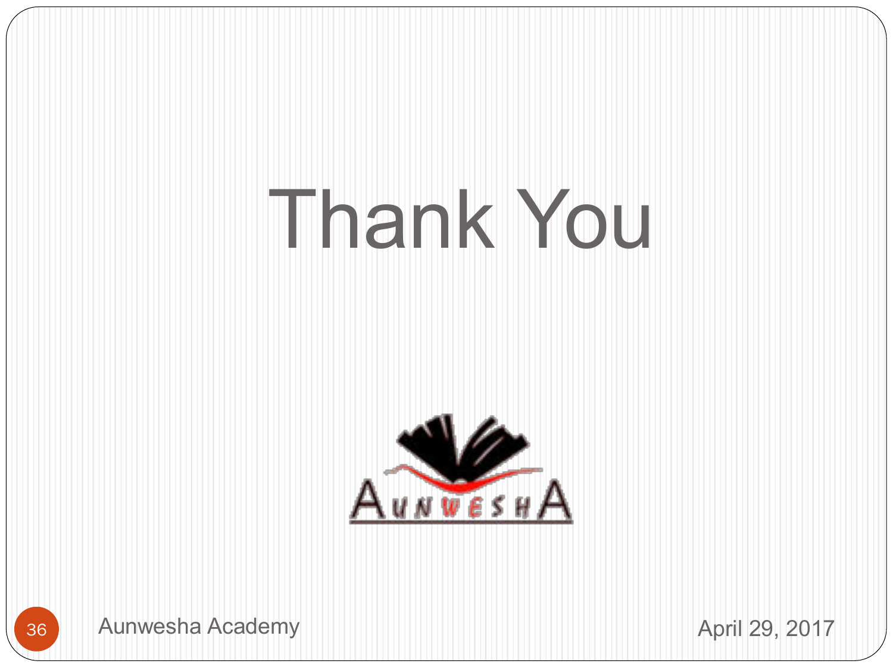# Thank You